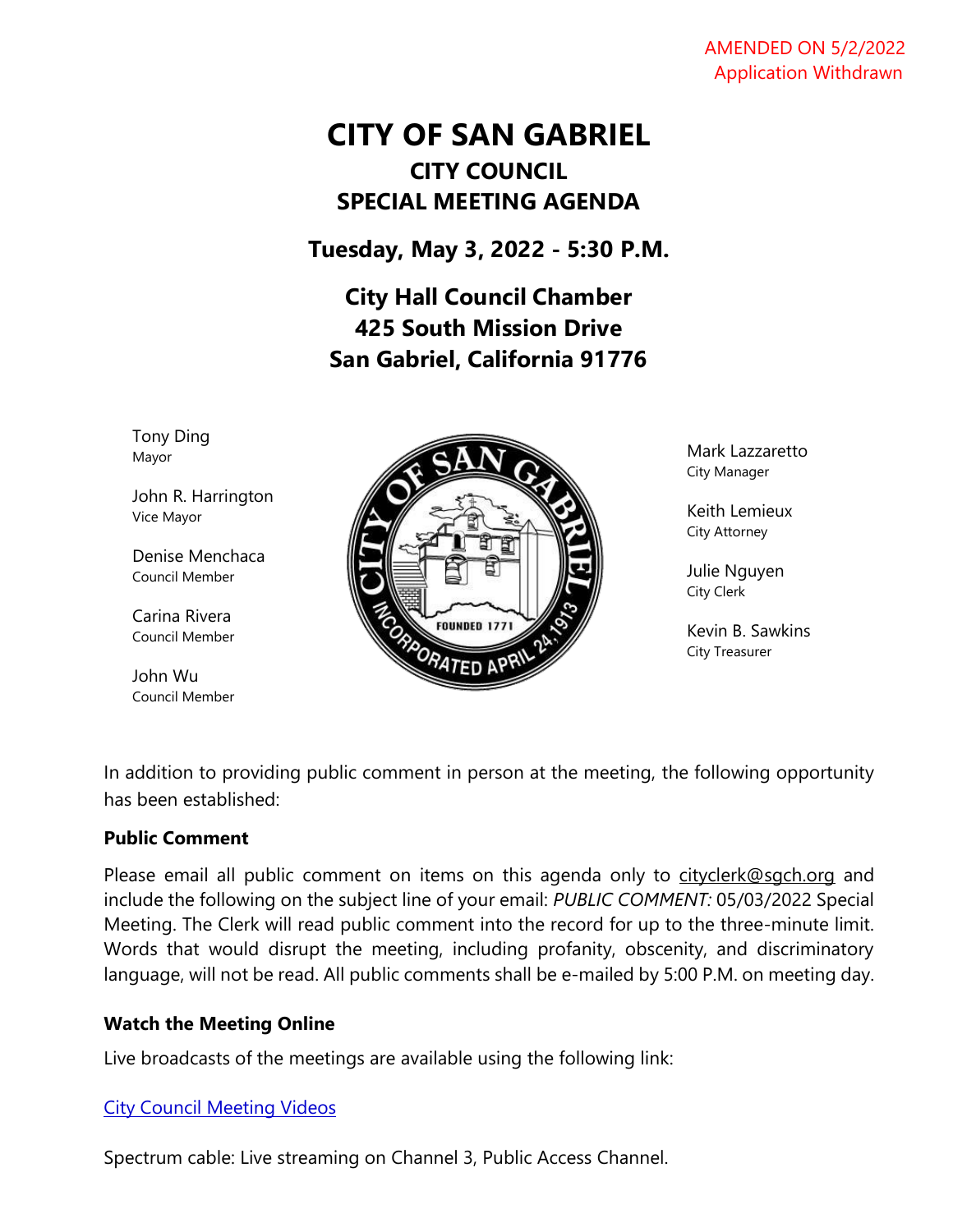AMENDED ON 5/2/2022
Application Withdrawn

# CITY OF SAN GABRIEL

## CITY COUNCIL
## SPECIAL MEETING AGENDA

### Tuesday, May 3, 2022 - 5:30 P.M.

### City Hall Council Chamber
### 425 South Mission Drive
### San Gabriel, California 91776

Tony Ding
Mayor

John R. Harrington
Vice Mayor

Denise Menchaca
Council Member

Carina Rivera
Council Member

John Wu
Council Member

Mark Lazzaretto
City Manager

Keith Lemieux
City Attorney

Julie Nguyen
City Clerk

Kevin B. Sawkins
City Treasurer

In addition to providing public comment in person at the meeting, the following opportunity has been established:

**Public Comment**

Please email all public comment on items on this agenda only to cityclerk@sgch.org and include the following on the subject line of your email: *PUBLIC COMMENT:* 05/03/2022 Special Meeting. The Clerk will read public comment into the record for up to the three-minute limit. Words that would disrupt the meeting, including profanity, obscenity, and discriminatory language, will not be read. All public comments shall be e-mailed by 5:00 P.M. on meeting day.

**Watch the Meeting Online**

Live broadcasts of the meetings are available using the following link:

City Council Meeting Videos

Spectrum cable: Live streaming on Channel 3, Public Access Channel.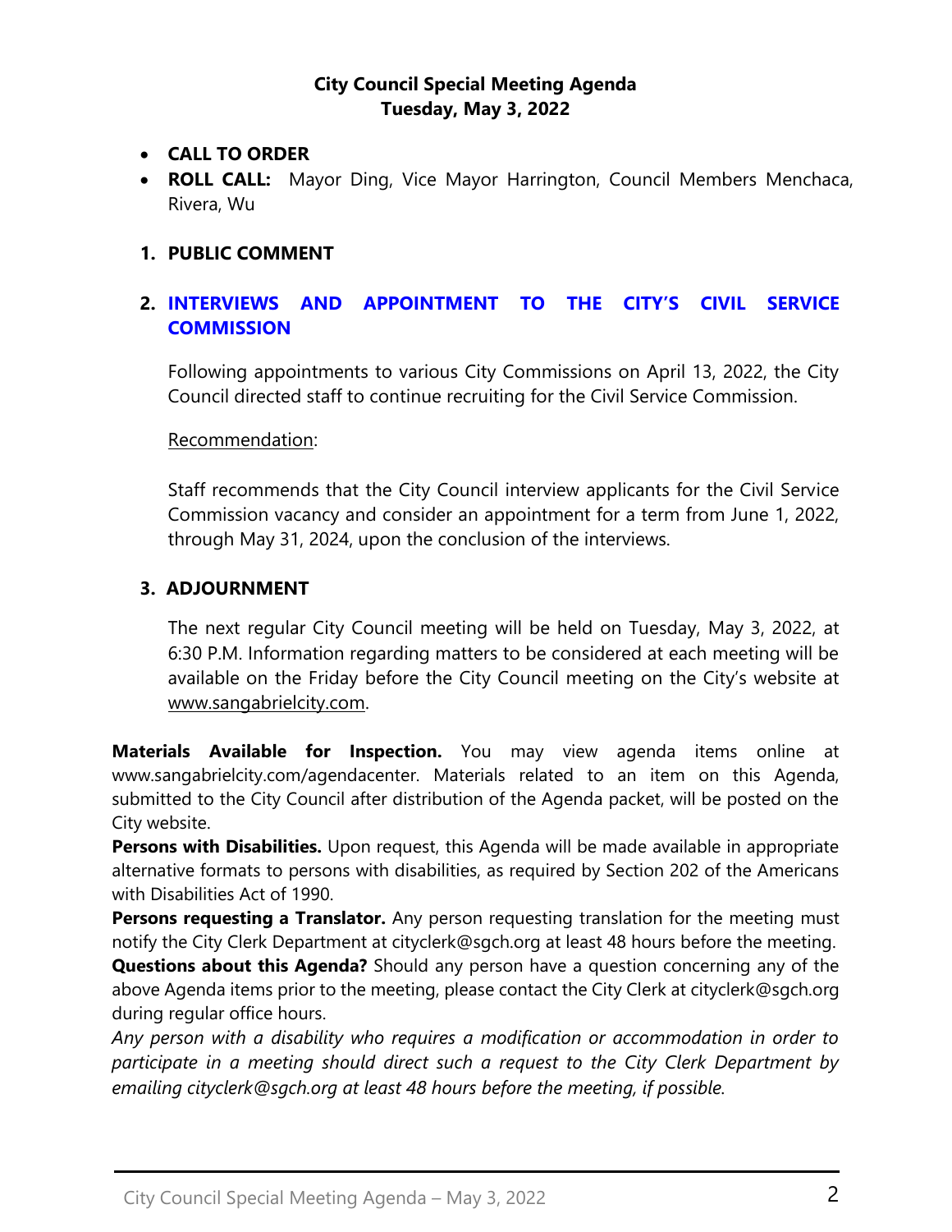**City Council Special Meeting Agenda**
**Tuesday, May 3, 2022**

- **CALL TO ORDER**
- **ROLL CALL:** Mayor Ding, Vice Mayor Harrington, Council Members Menchaca, Rivera, Wu

**1. PUBLIC COMMENT**

**2. INTERVIEWS AND APPOINTMENT TO THE CITY'S CIVIL SERVICE COMMISSION**

Following appointments to various City Commissions on April 13, 2022, the City Council directed staff to continue recruiting for the Civil Service Commission.

Recommendation:

Staff recommends that the City Council interview applicants for the Civil Service Commission vacancy and consider an appointment for a term from June 1, 2022, through May 31, 2024, upon the conclusion of the interviews.

**3. ADJOURNMENT**

The next regular City Council meeting will be held on Tuesday, May 3, 2022, at 6:30 P.M. Information regarding matters to be considered at each meeting will be available on the Friday before the City Council meeting on the City's website at www.sangabrielcity.com.

**Materials Available for Inspection.** You may view agenda items online at www.sangabrielcity.com/agendacenter. Materials related to an item on this Agenda, submitted to the City Council after distribution of the Agenda packet, will be posted on the City website.

**Persons with Disabilities.** Upon request, this Agenda will be made available in appropriate alternative formats to persons with disabilities, as required by Section 202 of the Americans with Disabilities Act of 1990.

**Persons requesting a Translator.** Any person requesting translation for the meeting must notify the City Clerk Department at cityclerk@sgch.org at least 48 hours before the meeting.

**Questions about this Agenda?** Should any person have a question concerning any of the above Agenda items prior to the meeting, please contact the City Clerk at cityclerk@sgch.org during regular office hours.

*Any person with a disability who requires a modification or accommodation in order to participate in a meeting should direct such a request to the City Clerk Department by emailing cityclerk@sgch.org at least 48 hours before the meeting, if possible.*